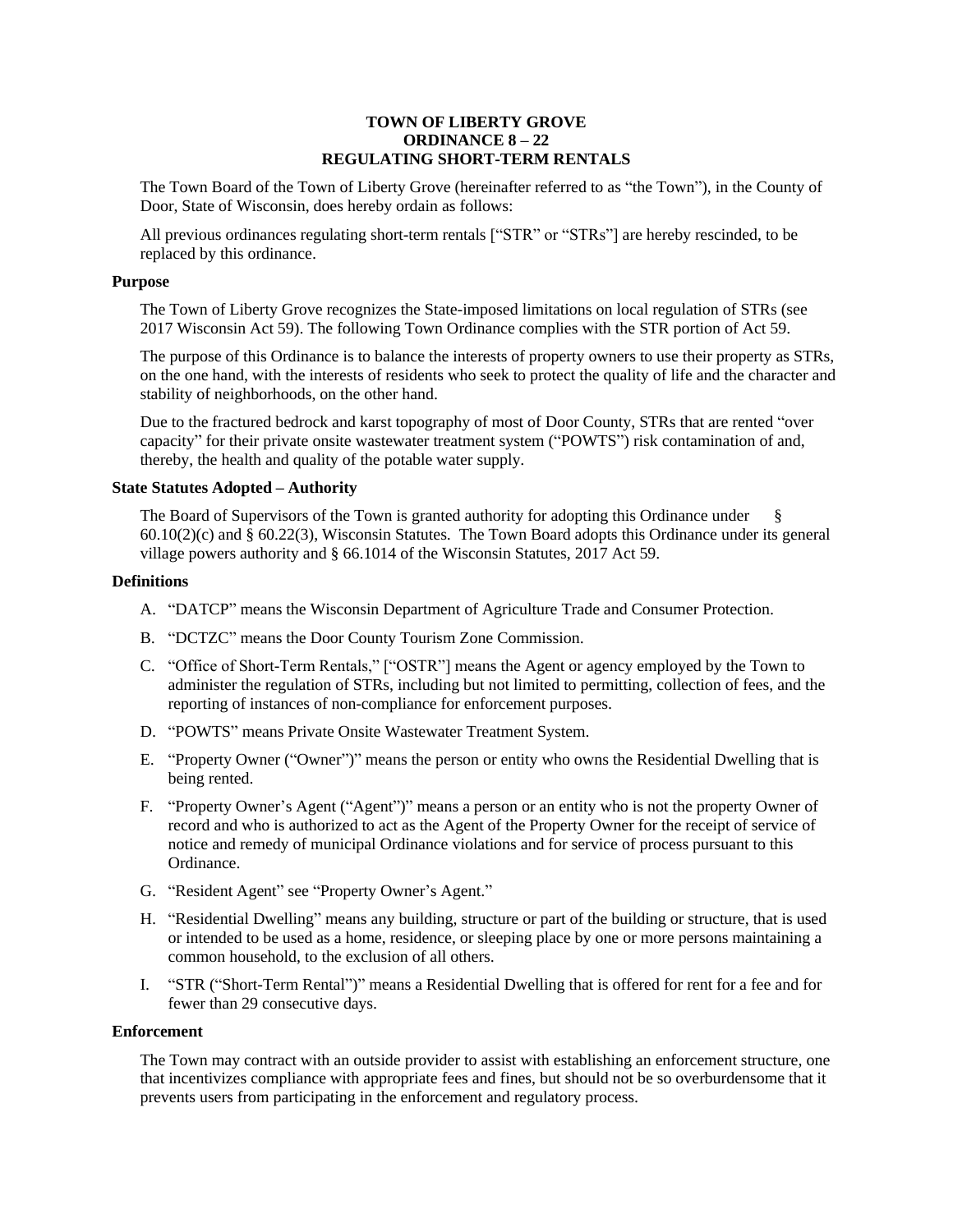# TOWN OF LIBERTY GROVE
# ORDINANCE 8 – 22
# REGULATING SHORT-TERM RENTALS

The Town Board of the Town of Liberty Grove (hereinafter referred to as "the Town"), in the County of Door, State of Wisconsin, does hereby ordain as follows:

All previous ordinances regulating short-term rentals ["STR" or "STRs"] are hereby rescinded, to be replaced by this ordinance.

## Purpose

The Town of Liberty Grove recognizes the State-imposed limitations on local regulation of STRs (see 2017 Wisconsin Act 59). The following Town Ordinance complies with the STR portion of Act 59.

The purpose of this Ordinance is to balance the interests of property owners to use their property as STRs, on the one hand, with the interests of residents who seek to protect the quality of life and the character and stability of neighborhoods, on the other hand.

Due to the fractured bedrock and karst topography of most of Door County, STRs that are rented "over capacity" for their private onsite wastewater treatment system ("POWTS") risk contamination of and, thereby, the health and quality of the potable water supply.

## State Statutes Adopted – Authority

The Board of Supervisors of the Town is granted authority for adopting this Ordinance under § 60.10(2)(c) and § 60.22(3), Wisconsin Statutes. The Town Board adopts this Ordinance under its general village powers authority and § 66.1014 of the Wisconsin Statutes, 2017 Act 59.

## Definitions

A. "DATCP" means the Wisconsin Department of Agriculture Trade and Consumer Protection.

B. "DCTZC" means the Door County Tourism Zone Commission.

C. "Office of Short-Term Rentals," ["OSTR"] means the Agent or agency employed by the Town to administer the regulation of STRs, including but not limited to permitting, collection of fees, and the reporting of instances of non-compliance for enforcement purposes.

D. "POWTS" means Private Onsite Wastewater Treatment System.

E. "Property Owner ("Owner")" means the person or entity who owns the Residential Dwelling that is being rented.

F. "Property Owner's Agent ("Agent")" means a person or an entity who is not the property Owner of record and who is authorized to act as the Agent of the Property Owner for the receipt of service of notice and remedy of municipal Ordinance violations and for service of process pursuant to this Ordinance.

G. "Resident Agent" see "Property Owner's Agent."

H. "Residential Dwelling" means any building, structure or part of the building or structure, that is used or intended to be used as a home, residence, or sleeping place by one or more persons maintaining a common household, to the exclusion of all others.

I. "STR ("Short-Term Rental")" means a Residential Dwelling that is offered for rent for a fee and for fewer than 29 consecutive days.

## Enforcement

The Town may contract with an outside provider to assist with establishing an enforcement structure, one that incentivizes compliance with appropriate fees and fines, but should not be so overburdensome that it prevents users from participating in the enforcement and regulatory process.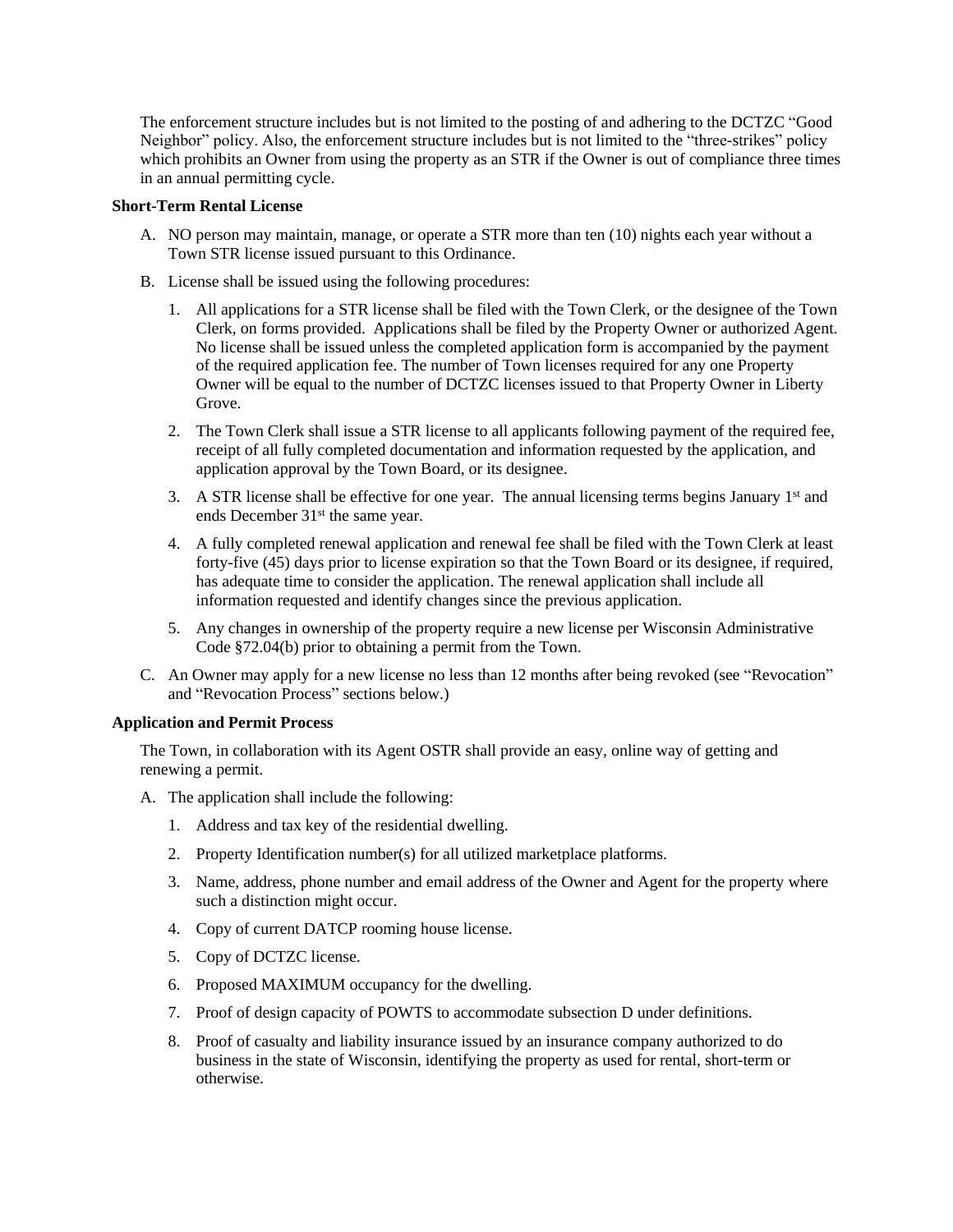The enforcement structure includes but is not limited to the posting of and adhering to the DCTZC "Good Neighbor" policy. Also, the enforcement structure includes but is not limited to the "three-strikes" policy which prohibits an Owner from using the property as an STR if the Owner is out of compliance three times in an annual permitting cycle.

**Short-Term Rental License**

A. NO person may maintain, manage, or operate a STR more than ten (10) nights each year without a Town STR license issued pursuant to this Ordinance.

B. License shall be issued using the following procedures:

   1. All applications for a STR license shall be filed with the Town Clerk, or the designee of the Town Clerk, on forms provided. Applications shall be filed by the Property Owner or authorized Agent. No license shall be issued unless the completed application form is accompanied by the payment of the required application fee. The number of Town licenses required for any one Property Owner will be equal to the number of DCTZC licenses issued to that Property Owner in Liberty Grove.

   2. The Town Clerk shall issue a STR license to all applicants following payment of the required fee, receipt of all fully completed documentation and information requested by the application, and application approval by the Town Board, or its designee.

   3. A STR license shall be effective for one year. The annual licensing terms begins January 1st and ends December 31st the same year.

   4. A fully completed renewal application and renewal fee shall be filed with the Town Clerk at least forty-five (45) days prior to license expiration so that the Town Board or its designee, if required, has adequate time to consider the application. The renewal application shall include all information requested and identify changes since the previous application.

   5. Any changes in ownership of the property require a new license per Wisconsin Administrative Code §72.04(b) prior to obtaining a permit from the Town.

C. An Owner may apply for a new license no less than 12 months after being revoked (see "Revocation" and "Revocation Process" sections below.)

**Application and Permit Process**

The Town, in collaboration with its Agent OSTR shall provide an easy, online way of getting and renewing a permit.

A. The application shall include the following:

   1. Address and tax key of the residential dwelling.

   2. Property Identification number(s) for all utilized marketplace platforms.

   3. Name, address, phone number and email address of the Owner and Agent for the property where such a distinction might occur.

   4. Copy of current DATCP rooming house license.

   5. Copy of DCTZC license.

   6. Proposed MAXIMUM occupancy for the dwelling.

   7. Proof of design capacity of POWTS to accommodate subsection D under definitions.

   8. Proof of casualty and liability insurance issued by an insurance company authorized to do business in the state of Wisconsin, identifying the property as used for rental, short-term or otherwise.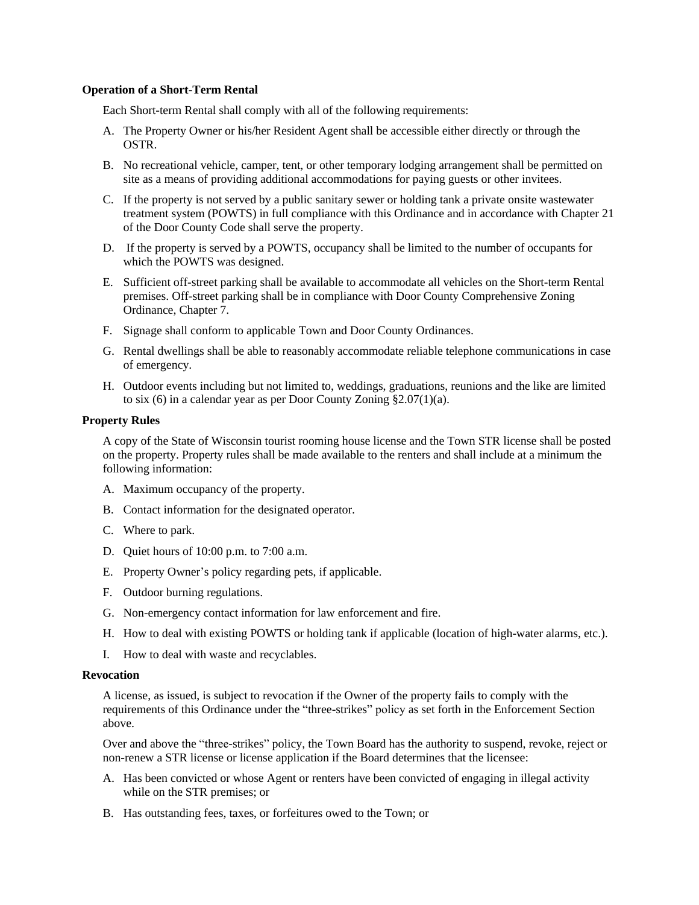**Operation of a Short-Term Rental**

Each Short-term Rental shall comply with all of the following requirements:

A. The Property Owner or his/her Resident Agent shall be accessible either directly or through the OSTR.

B. No recreational vehicle, camper, tent, or other temporary lodging arrangement shall be permitted on site as a means of providing additional accommodations for paying guests or other invitees.

C. If the property is not served by a public sanitary sewer or holding tank a private onsite wastewater treatment system (POWTS) in full compliance with this Ordinance and in accordance with Chapter 21 of the Door County Code shall serve the property.

D. If the property is served by a POWTS, occupancy shall be limited to the number of occupants for which the POWTS was designed.

E. Sufficient off-street parking shall be available to accommodate all vehicles on the Short-term Rental premises. Off-street parking shall be in compliance with Door County Comprehensive Zoning Ordinance, Chapter 7.

F. Signage shall conform to applicable Town and Door County Ordinances.

G. Rental dwellings shall be able to reasonably accommodate reliable telephone communications in case of emergency.

H. Outdoor events including but not limited to, weddings, graduations, reunions and the like are limited to six (6) in a calendar year as per Door County Zoning §2.07(1)(a).

**Property Rules**

A copy of the State of Wisconsin tourist rooming house license and the Town STR license shall be posted on the property. Property rules shall be made available to the renters and shall include at a minimum the following information:

A. Maximum occupancy of the property.

B. Contact information for the designated operator.

C. Where to park.

D. Quiet hours of 10:00 p.m. to 7:00 a.m.

E. Property Owner's policy regarding pets, if applicable.

F. Outdoor burning regulations.

G. Non-emergency contact information for law enforcement and fire.

H. How to deal with existing POWTS or holding tank if applicable (location of high-water alarms, etc.).

I. How to deal with waste and recyclables.

**Revocation**

A license, as issued, is subject to revocation if the Owner of the property fails to comply with the requirements of this Ordinance under the "three-strikes" policy as set forth in the Enforcement Section above.

Over and above the "three-strikes" policy, the Town Board has the authority to suspend, revoke, reject or non-renew a STR license or license application if the Board determines that the licensee:

A. Has been convicted or whose Agent or renters have been convicted of engaging in illegal activity while on the STR premises; or

B. Has outstanding fees, taxes, or forfeitures owed to the Town; or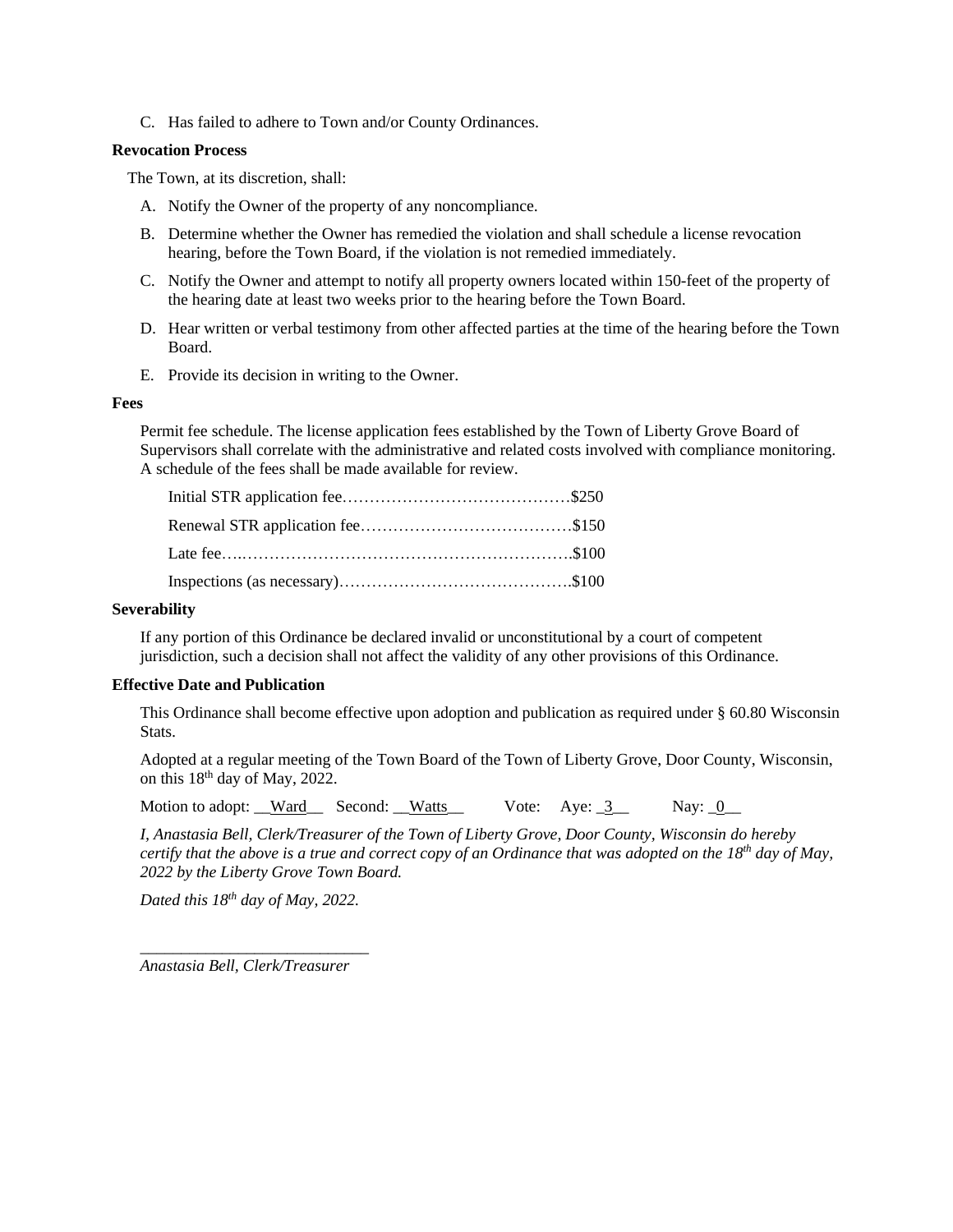C. Has failed to adhere to Town and/or County Ordinances.

**Revocation Process**

The Town, at its discretion, shall:

A. Notify the Owner of the property of any noncompliance.

B. Determine whether the Owner has remedied the violation and shall schedule a license revocation hearing, before the Town Board, if the violation is not remedied immediately.

C. Notify the Owner and attempt to notify all property owners located within 150-feet of the property of the hearing date at least two weeks prior to the hearing before the Town Board.

D. Hear written or verbal testimony from other affected parties at the time of the hearing before the Town Board.

E. Provide its decision in writing to the Owner.

**Fees**

Permit fee schedule. The license application fees established by the Town of Liberty Grove Board of Supervisors shall correlate with the administrative and related costs involved with compliance monitoring. A schedule of the fees shall be made available for review.

Initial STR application fee……………………………………$250

Renewal STR application fee…………………………………$150

Late fee…..…………………………………………………….$100

Inspections (as necessary)…………………………………….$100

**Severability**

If any portion of this Ordinance be declared invalid or unconstitutional by a court of competent jurisdiction, such a decision shall not affect the validity of any other provisions of this Ordinance.

**Effective Date and Publication**

This Ordinance shall become effective upon adoption and publication as required under § 60.80 Wisconsin Stats.

Adopted at a regular meeting of the Town Board of the Town of Liberty Grove, Door County, Wisconsin, on this 18th day of May, 2022.

Motion to adopt: __Ward__ Second: __Watts__ Vote: Aye: _3__ Nay: _0__

*I, Anastasia Bell, Clerk/Treasurer of the Town of Liberty Grove, Door County, Wisconsin do hereby certify that the above is a true and correct copy of an Ordinance that was adopted on the 18th day of May, 2022 by the Liberty Grove Town Board.*

*Dated this 18th day of May, 2022.*

____________________________

*Anastasia Bell, Clerk/Treasurer*